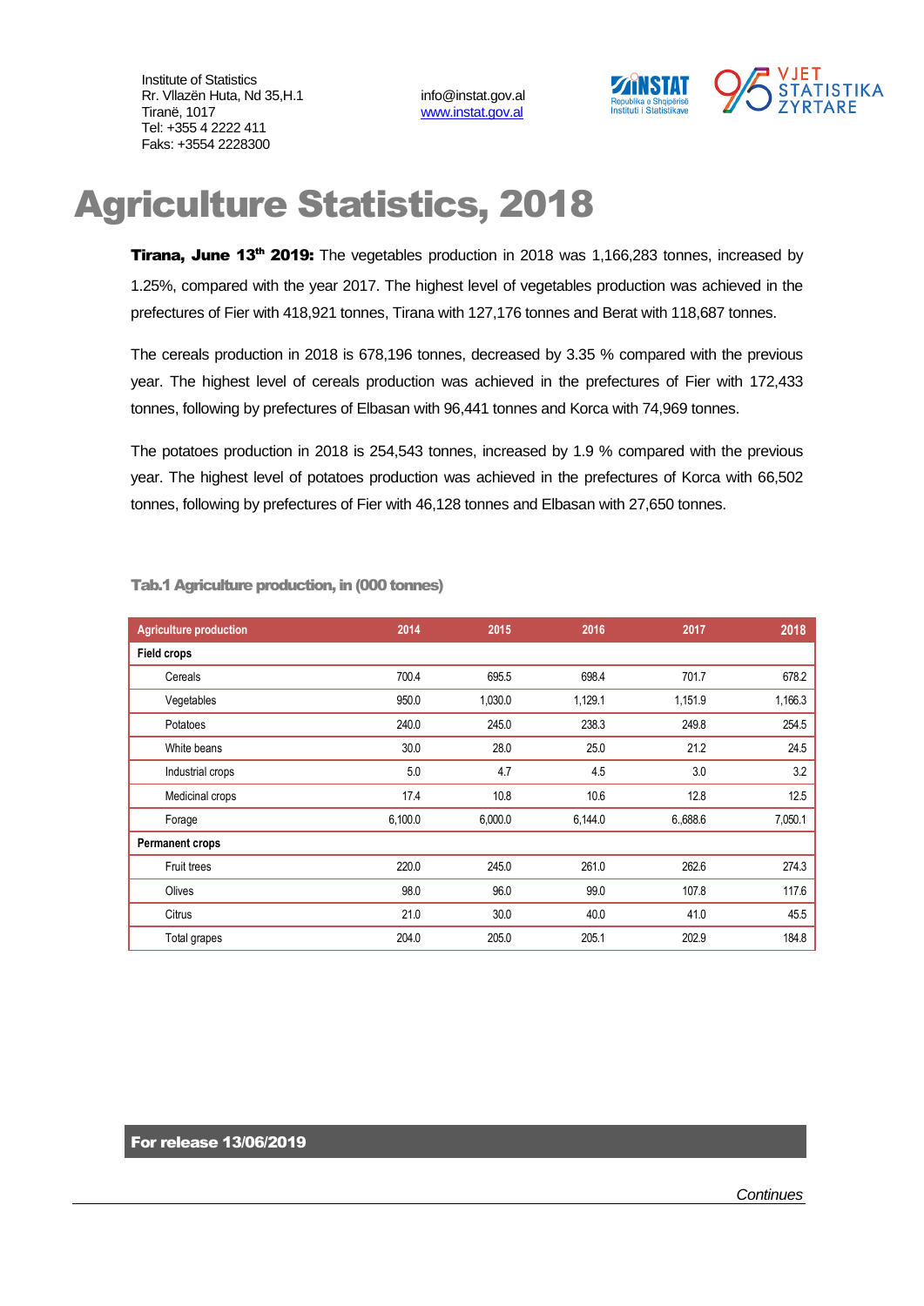Institute of Statistics
Rr. Vllazën Huta, Nd 35,H.1
Tiranë, 1017
Tel: +355 4 2222 411
Faks: +3554 2228300

info@instat.gov.al
www.instat.gov.al

# Agriculture Statistics, 2018

**Tirana, June 13th 2019:** The vegetables production in 2018 was 1,166,283 tonnes, increased by 1.25%, compared with the year 2017. The highest level of vegetables production was achieved in the prefectures of Fier with 418,921 tonnes, Tirana with 127,176 tonnes and Berat with 118,687 tonnes.

The cereals production in 2018 is 678,196 tonnes, decreased by 3.35 % compared with the previous year. The highest level of cereals production was achieved in the prefectures of Fier with 172,433 tonnes, following by prefectures of Elbasan with 96,441 tonnes and Korca with 74,969 tonnes.

The potatoes production in 2018 is 254,543 tonnes, increased by 1.9 % compared with the previous year. The highest level of potatoes production was achieved in the prefectures of Korca with 66,502 tonnes, following by prefectures of Fier with 46,128 tonnes and Elbasan with 27,650 tonnes.

**Tab.1 Agriculture production, in (000 tonnes)**

| Agriculture production | 2014 | 2015 | 2016 | 2017 | 2018 |
|---|---|---|---|---|---|
| **Field crops** | | | | | |
| Cereals | 700.4 | 695.5 | 698.4 | 701.7 | 678.2 |
| Vegetables | 950.0 | 1,030.0 | 1,129.1 | 1,151.9 | 1,166.3 |
| Potatoes | 240.0 | 245.0 | 238.3 | 249.8 | 254.5 |
| White beans | 30.0 | 28.0 | 25.0 | 21.2 | 24.5 |
| Industrial crops | 5.0 | 4.7 | 4.5 | 3.0 | 3.2 |
| Medicinal crops | 17.4 | 10.8 | 10.6 | 12.8 | 12.5 |
| Forage | 6,100.0 | 6,000.0 | 6,144.0 | 6.,688.6 | 7,050.1 |
| **Permanent crops** | | | | | |
| Fruit trees | 220.0 | 245.0 | 261.0 | 262.6 | 274.3 |
| Olives | 98.0 | 96.0 | 99.0 | 107.8 | 117.6 |
| Citrus | 21.0 | 30.0 | 40.0 | 41.0 | 45.5 |
| Total grapes | 204.0 | 205.0 | 205.1 | 202.9 | 184.8 |

**For release 13/06/2019**

*Continues*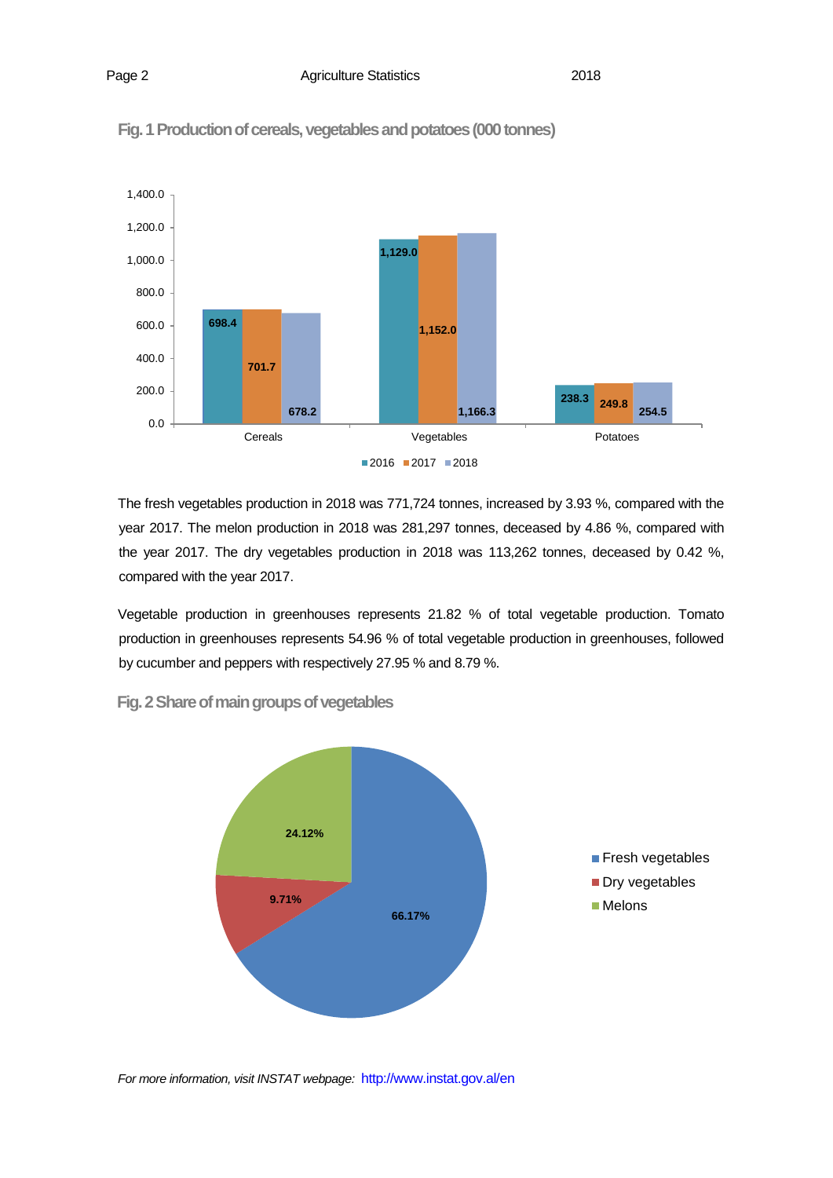**Fig. 1 Production of cereals, vegetables and potatoes (000 tonnes)**

| | 2016 | 2017 | 2018 |
|---|---|---|---|
| Cereals | 698.4 | 701.7 | 678.2 |
| Vegetables | 1,129.0 | 1,152.0 | 1,166.3 |
| Potatoes | 238.3 | 249.8 | 254.5 |

The fresh vegetables production in 2018 was 771,724 tonnes, increased by 3.93 %, compared with the year 2017. The melon production in 2018 was 281,297 tonnes, deceased by 4.86 %, compared with the year 2017. The dry vegetables production in 2018 was 113,262 tonnes, deceased by 0.42 %, compared with the year 2017.

Vegetable production in greenhouses represents 21.82 % of total vegetable production. Tomato production in greenhouses represents 54.96 % of total vegetable production in greenhouses, followed by cucumber and peppers with respectively 27.95 % and 8.79 %.

**Fig. 2 Share of main groups of vegetables**

| Group | Share |
|---|---|
| Fresh vegetables | 66.17% |
| Dry vegetables | 9.71% |
| Melons | 24.12% |

*For more information, visit INSTAT webpage:* http://www.instat.gov.al/en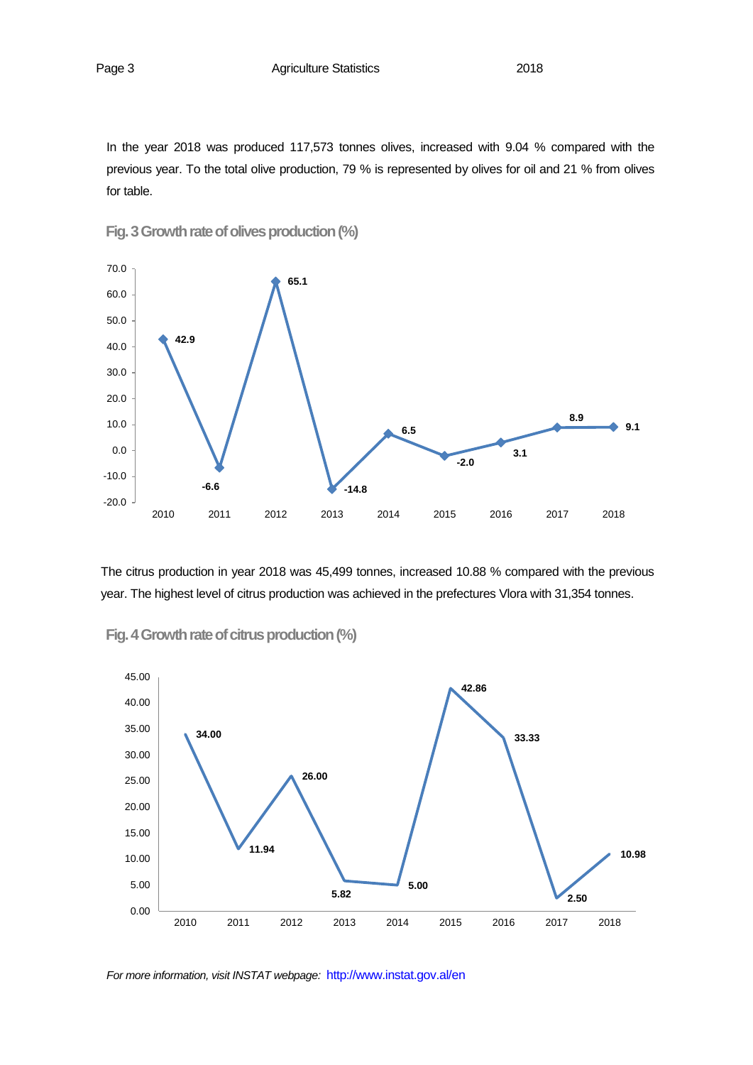In the year 2018 was produced 117,573 tonnes olives, increased with 9.04 % compared with the previous year. To the total olive production, 79 % is represented by olives for oil and 21 % from olives for table.

**Fig. 3 Growth rate of olives production (%)**

| Year | 2010 | 2011 | 2012 | 2013 | 2014 | 2015 | 2016 | 2017 | 2018 |
|---|---|---|---|---|---|---|---|---|---|
| Growth rate (%) | 42.9 | -6.6 | 65.1 | -14.8 | 6.5 | -2.0 | 3.1 | 8.9 | 9.1 |

The citrus production in year 2018 was 45,499 tonnes, increased 10.88 % compared with the previous year. The highest level of citrus production was achieved in the prefectures Vlora with 31,354 tonnes.

**Fig. 4 Growth rate of citrus production (%)**

| Year | 2010 | 2011 | 2012 | 2013 | 2014 | 2015 | 2016 | 2017 | 2018 |
|---|---|---|---|---|---|---|---|---|---|
| Growth rate (%) | 34.00 | 11.94 | 26.00 | 5.82 | 5.00 | 42.86 | 33.33 | 2.50 | 10.98 |

*For more information, visit INSTAT webpage:* http://www.instat.gov.al/en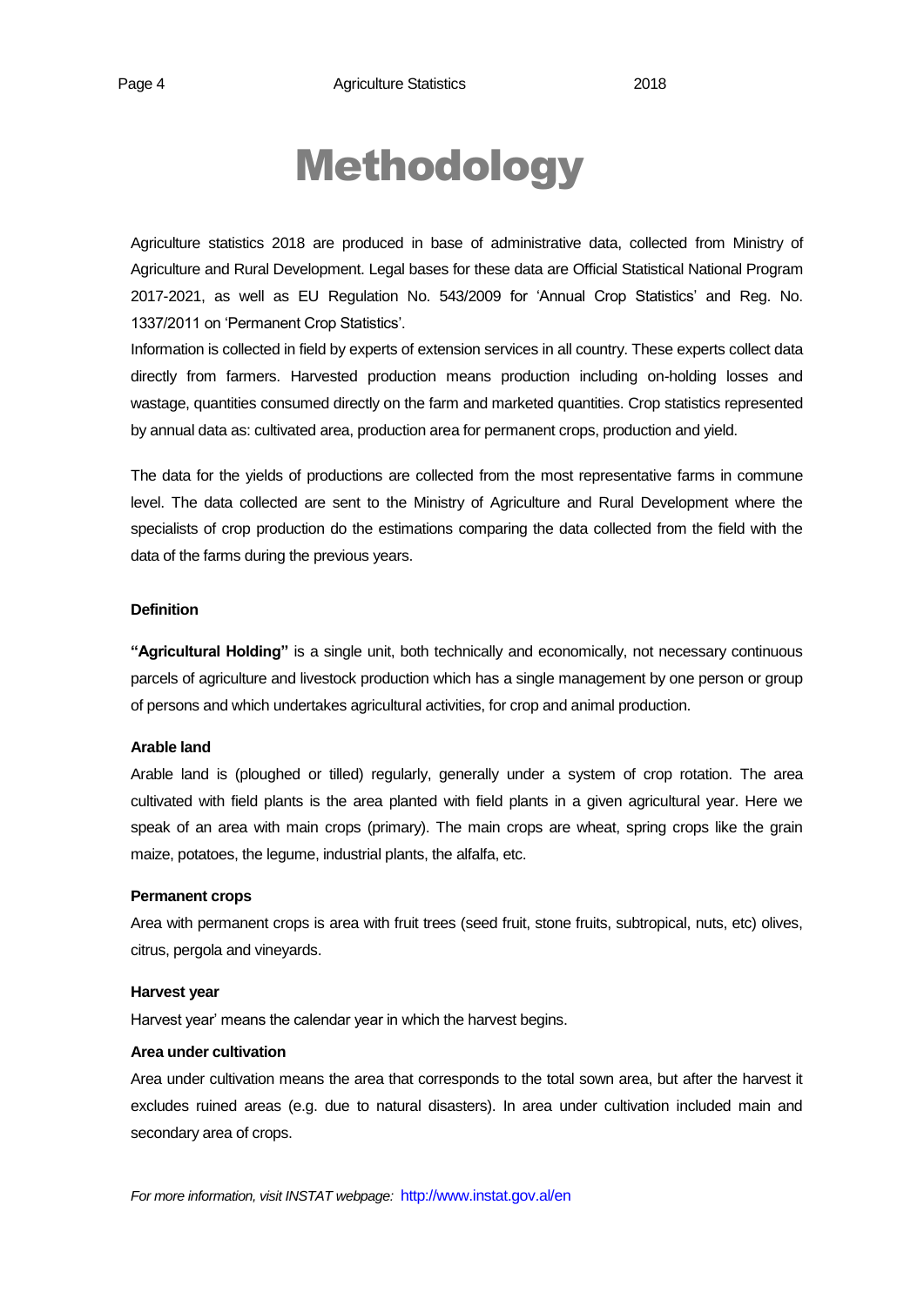# Methodology

Agriculture statistics 2018 are produced in base of administrative data, collected from Ministry of Agriculture and Rural Development. Legal bases for these data are Official Statistical National Program 2017-2021, as well as EU Regulation No. 543/2009 for 'Annual Crop Statistics' and Reg. No. 1337/2011 on 'Permanent Crop Statistics'.

Information is collected in field by experts of extension services in all country. These experts collect data directly from farmers. Harvested production means production including on-holding losses and wastage, quantities consumed directly on the farm and marketed quantities. Crop statistics represented by annual data as: cultivated area, production area for permanent crops, production and yield.

The data for the yields of productions are collected from the most representative farms in commune level. The data collected are sent to the Ministry of Agriculture and Rural Development where the specialists of crop production do the estimations comparing the data collected from the field with the data of the farms during the previous years.

**Definition**

**"Agricultural Holding"** is a single unit, both technically and economically, not necessary continuous parcels of agriculture and livestock production which has a single management by one person or group of persons and which undertakes agricultural activities, for crop and animal production.

**Arable land**

Arable land is (ploughed or tilled) regularly, generally under a system of crop rotation. The area cultivated with field plants is the area planted with field plants in a given agricultural year. Here we speak of an area with main crops (primary). The main crops are wheat, spring crops like the grain maize, potatoes, the legume, industrial plants, the alfalfa, etc.

**Permanent crops**

Area with permanent crops is area with fruit trees (seed fruit, stone fruits, subtropical, nuts, etc) olives, citrus, pergola and vineyards.

**Harvest year**

Harvest year' means the calendar year in which the harvest begins.

**Area under cultivation**

Area under cultivation means the area that corresponds to the total sown area, but after the harvest it excludes ruined areas (e.g. due to natural disasters). In area under cultivation included main and secondary area of crops.

*For more information, visit INSTAT webpage:* http://www.instat.gov.al/en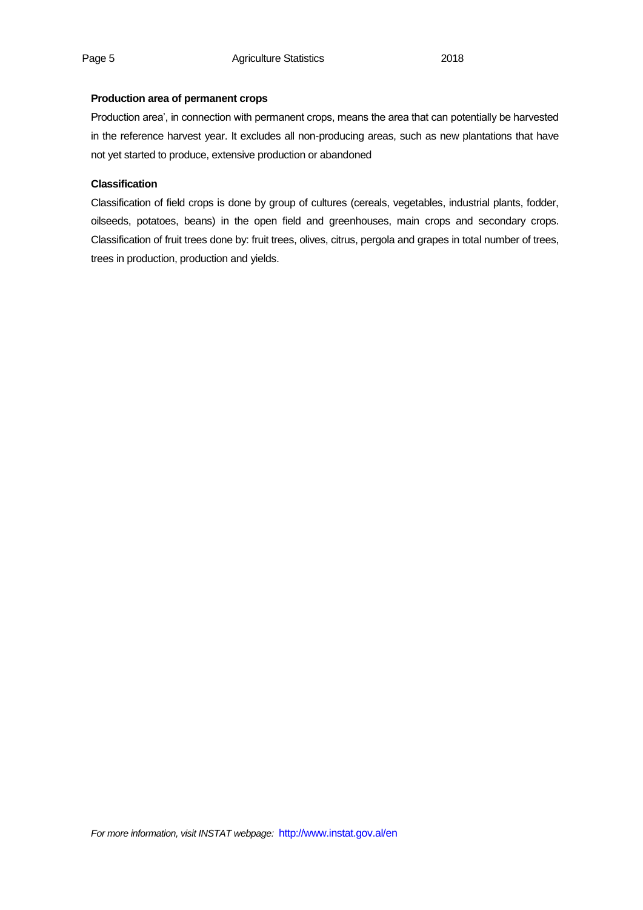**Production area of permanent crops**

Production area', in connection with permanent crops, means the area that can potentially be harvested in the reference harvest year. It excludes all non-producing areas, such as new plantations that have not yet started to produce, extensive production or abandoned

**Classification**

Classification of field crops is done by group of cultures (cereals, vegetables, industrial plants, fodder, oilseeds, potatoes, beans) in the open field and greenhouses, main crops and secondary crops. Classification of fruit trees done by: fruit trees, olives, citrus, pergola and grapes in total number of trees, trees in production, production and yields.

*For more information, visit INSTAT webpage:* http://www.instat.gov.al/en